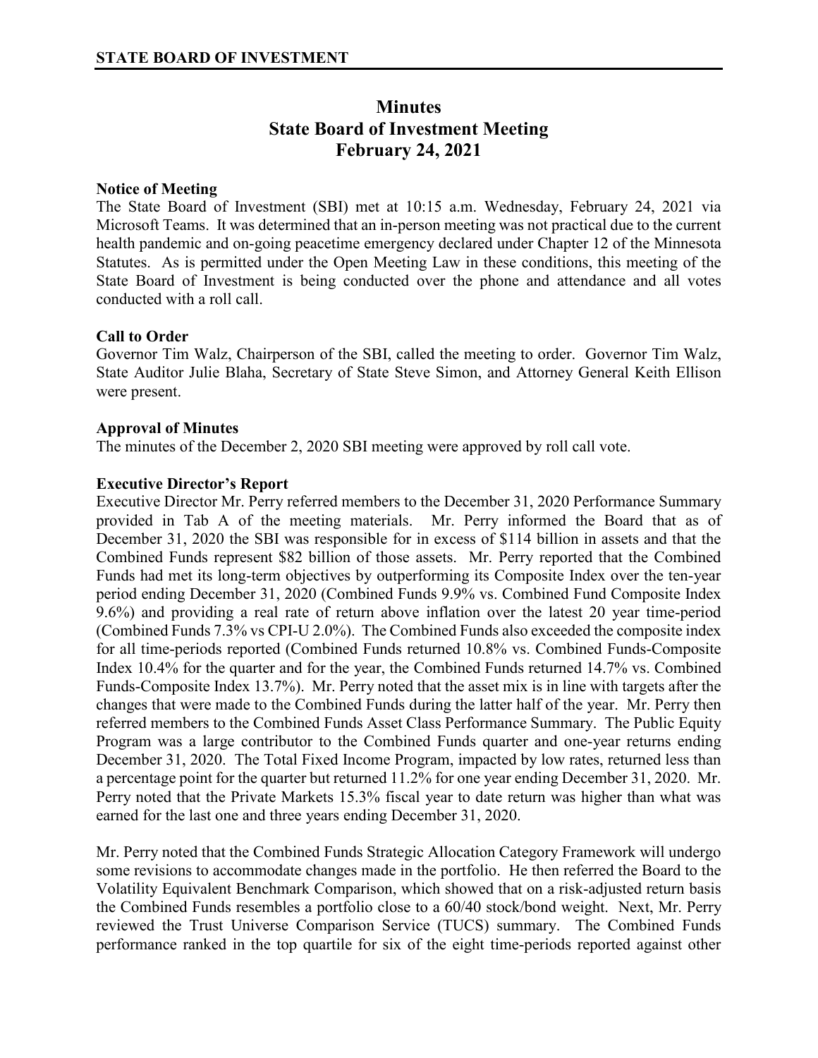**STATE BOARD OF INVESTMENT**

# Minutes
# State Board of Investment Meeting
# February 24, 2021

**Notice of Meeting**

The State Board of Investment (SBI) met at 10:15 a.m. Wednesday, February 24, 2021 via Microsoft Teams. It was determined that an in-person meeting was not practical due to the current health pandemic and on-going peacetime emergency declared under Chapter 12 of the Minnesota Statutes. As is permitted under the Open Meeting Law in these conditions, this meeting of the State Board of Investment is being conducted over the phone and attendance and all votes conducted with a roll call.

**Call to Order**

Governor Tim Walz, Chairperson of the SBI, called the meeting to order. Governor Tim Walz, State Auditor Julie Blaha, Secretary of State Steve Simon, and Attorney General Keith Ellison were present.

**Approval of Minutes**

The minutes of the December 2, 2020 SBI meeting were approved by roll call vote.

**Executive Director's Report**

Executive Director Mr. Perry referred members to the December 31, 2020 Performance Summary provided in Tab A of the meeting materials. Mr. Perry informed the Board that as of December 31, 2020 the SBI was responsible for in excess of $114 billion in assets and that the Combined Funds represent $82 billion of those assets. Mr. Perry reported that the Combined Funds had met its long-term objectives by outperforming its Composite Index over the ten-year period ending December 31, 2020 (Combined Funds 9.9% vs. Combined Fund Composite Index 9.6%) and providing a real rate of return above inflation over the latest 20 year time-period (Combined Funds 7.3% vs CPI-U 2.0%). The Combined Funds also exceeded the composite index for all time-periods reported (Combined Funds returned 10.8% vs. Combined Funds-Composite Index 10.4% for the quarter and for the year, the Combined Funds returned 14.7% vs. Combined Funds-Composite Index 13.7%). Mr. Perry noted that the asset mix is in line with targets after the changes that were made to the Combined Funds during the latter half of the year. Mr. Perry then referred members to the Combined Funds Asset Class Performance Summary. The Public Equity Program was a large contributor to the Combined Funds quarter and one-year returns ending December 31, 2020. The Total Fixed Income Program, impacted by low rates, returned less than a percentage point for the quarter but returned 11.2% for one year ending December 31, 2020. Mr. Perry noted that the Private Markets 15.3% fiscal year to date return was higher than what was earned for the last one and three years ending December 31, 2020.

Mr. Perry noted that the Combined Funds Strategic Allocation Category Framework will undergo some revisions to accommodate changes made in the portfolio. He then referred the Board to the Volatility Equivalent Benchmark Comparison, which showed that on a risk-adjusted return basis the Combined Funds resembles a portfolio close to a 60/40 stock/bond weight. Next, Mr. Perry reviewed the Trust Universe Comparison Service (TUCS) summary. The Combined Funds performance ranked in the top quartile for six of the eight time-periods reported against other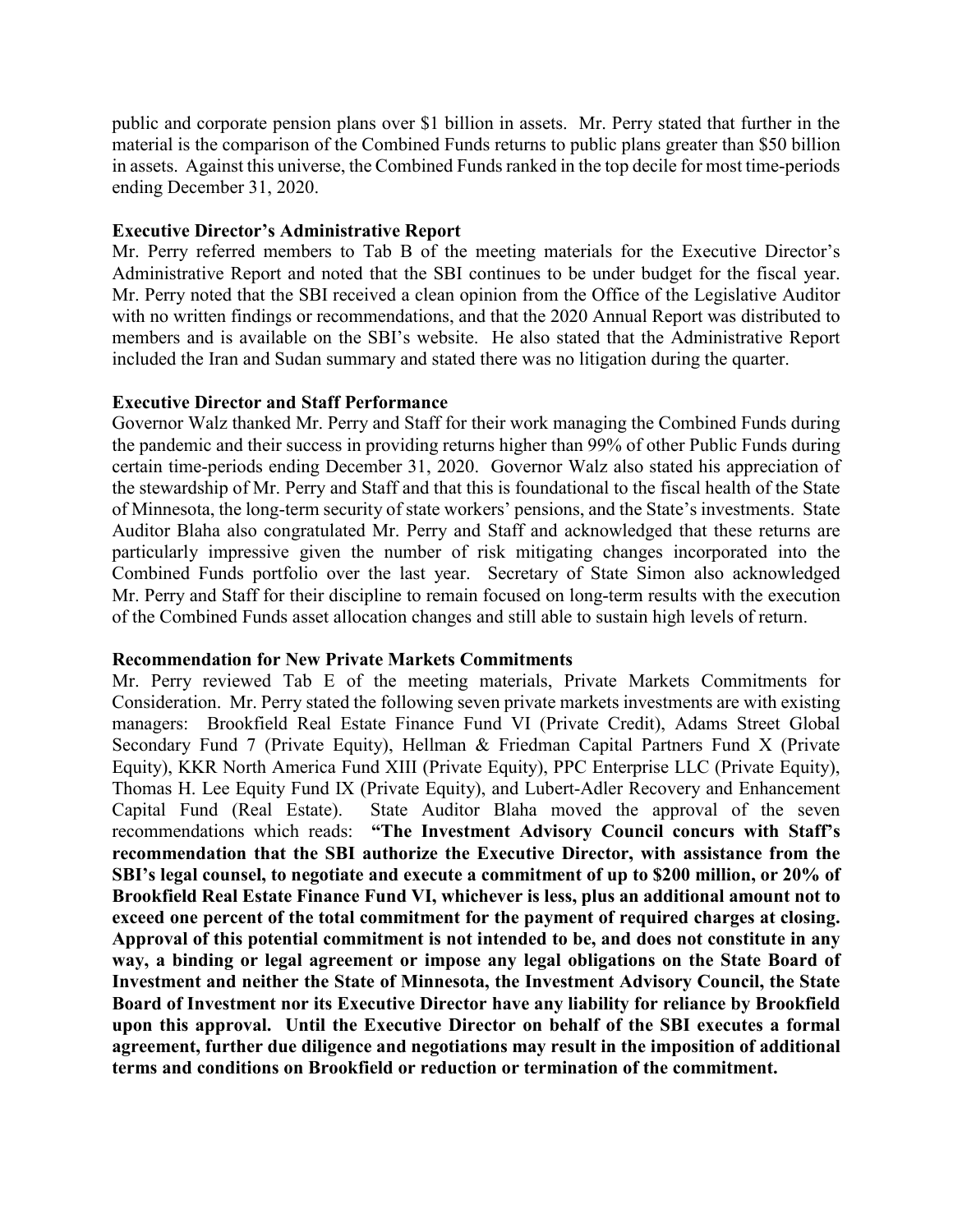public and corporate pension plans over $1 billion in assets. Mr. Perry stated that further in the material is the comparison of the Combined Funds returns to public plans greater than $50 billion in assets. Against this universe, the Combined Funds ranked in the top decile for most time-periods ending December 31, 2020.

**Executive Director's Administrative Report**

Mr. Perry referred members to Tab B of the meeting materials for the Executive Director's Administrative Report and noted that the SBI continues to be under budget for the fiscal year. Mr. Perry noted that the SBI received a clean opinion from the Office of the Legislative Auditor with no written findings or recommendations, and that the 2020 Annual Report was distributed to members and is available on the SBI's website. He also stated that the Administrative Report included the Iran and Sudan summary and stated there was no litigation during the quarter.

**Executive Director and Staff Performance**

Governor Walz thanked Mr. Perry and Staff for their work managing the Combined Funds during the pandemic and their success in providing returns higher than 99% of other Public Funds during certain time-periods ending December 31, 2020. Governor Walz also stated his appreciation of the stewardship of Mr. Perry and Staff and that this is foundational to the fiscal health of the State of Minnesota, the long-term security of state workers' pensions, and the State's investments. State Auditor Blaha also congratulated Mr. Perry and Staff and acknowledged that these returns are particularly impressive given the number of risk mitigating changes incorporated into the Combined Funds portfolio over the last year. Secretary of State Simon also acknowledged Mr. Perry and Staff for their discipline to remain focused on long-term results with the execution of the Combined Funds asset allocation changes and still able to sustain high levels of return.

**Recommendation for New Private Markets Commitments**

Mr. Perry reviewed Tab E of the meeting materials, Private Markets Commitments for Consideration. Mr. Perry stated the following seven private markets investments are with existing managers: Brookfield Real Estate Finance Fund VI (Private Credit), Adams Street Global Secondary Fund 7 (Private Equity), Hellman & Friedman Capital Partners Fund X (Private Equity), KKR North America Fund XIII (Private Equity), PPC Enterprise LLC (Private Equity), Thomas H. Lee Equity Fund IX (Private Equity), and Lubert-Adler Recovery and Enhancement Capital Fund (Real Estate). State Auditor Blaha moved the approval of the seven recommendations which reads: **"The Investment Advisory Council concurs with Staff's recommendation that the SBI authorize the Executive Director, with assistance from the SBI's legal counsel, to negotiate and execute a commitment of up to $200 million, or 20% of Brookfield Real Estate Finance Fund VI, whichever is less, plus an additional amount not to exceed one percent of the total commitment for the payment of required charges at closing. Approval of this potential commitment is not intended to be, and does not constitute in any way, a binding or legal agreement or impose any legal obligations on the State Board of Investment and neither the State of Minnesota, the Investment Advisory Council, the State Board of Investment nor its Executive Director have any liability for reliance by Brookfield upon this approval. Until the Executive Director on behalf of the SBI executes a formal agreement, further due diligence and negotiations may result in the imposition of additional terms and conditions on Brookfield or reduction or termination of the commitment.**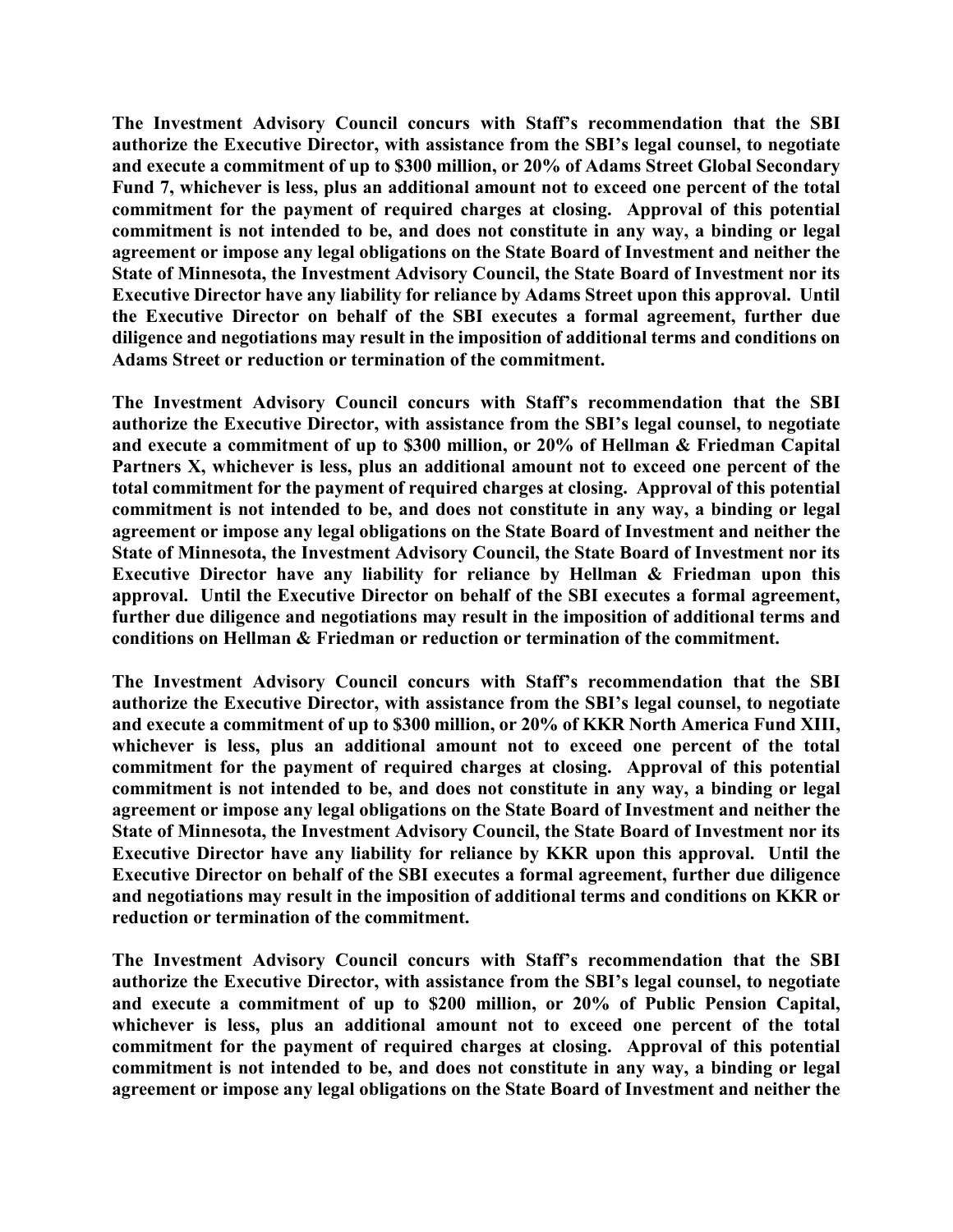**The Investment Advisory Council concurs with Staff's recommendation that the SBI authorize the Executive Director, with assistance from the SBI's legal counsel, to negotiate and execute a commitment of up to \$300 million, or 20% of Adams Street Global Secondary Fund 7, whichever is less, plus an additional amount not to exceed one percent of the total commitment for the payment of required charges at closing. Approval of this potential commitment is not intended to be, and does not constitute in any way, a binding or legal agreement or impose any legal obligations on the State Board of Investment and neither the State of Minnesota, the Investment Advisory Council, the State Board of Investment nor its Executive Director have any liability for reliance by Adams Street upon this approval. Until the Executive Director on behalf of the SBI executes a formal agreement, further due diligence and negotiations may result in the imposition of additional terms and conditions on Adams Street or reduction or termination of the commitment.**

**The Investment Advisory Council concurs with Staff's recommendation that the SBI authorize the Executive Director, with assistance from the SBI's legal counsel, to negotiate and execute a commitment of up to \$300 million, or 20% of Hellman & Friedman Capital Partners X, whichever is less, plus an additional amount not to exceed one percent of the total commitment for the payment of required charges at closing. Approval of this potential commitment is not intended to be, and does not constitute in any way, a binding or legal agreement or impose any legal obligations on the State Board of Investment and neither the State of Minnesota, the Investment Advisory Council, the State Board of Investment nor its Executive Director have any liability for reliance by Hellman & Friedman upon this approval. Until the Executive Director on behalf of the SBI executes a formal agreement, further due diligence and negotiations may result in the imposition of additional terms and conditions on Hellman & Friedman or reduction or termination of the commitment.**

**The Investment Advisory Council concurs with Staff's recommendation that the SBI authorize the Executive Director, with assistance from the SBI's legal counsel, to negotiate and execute a commitment of up to \$300 million, or 20% of KKR North America Fund XIII, whichever is less, plus an additional amount not to exceed one percent of the total commitment for the payment of required charges at closing. Approval of this potential commitment is not intended to be, and does not constitute in any way, a binding or legal agreement or impose any legal obligations on the State Board of Investment and neither the State of Minnesota, the Investment Advisory Council, the State Board of Investment nor its Executive Director have any liability for reliance by KKR upon this approval. Until the Executive Director on behalf of the SBI executes a formal agreement, further due diligence and negotiations may result in the imposition of additional terms and conditions on KKR or reduction or termination of the commitment.**

**The Investment Advisory Council concurs with Staff's recommendation that the SBI authorize the Executive Director, with assistance from the SBI's legal counsel, to negotiate and execute a commitment of up to \$200 million, or 20% of Public Pension Capital, whichever is less, plus an additional amount not to exceed one percent of the total commitment for the payment of required charges at closing. Approval of this potential commitment is not intended to be, and does not constitute in any way, a binding or legal agreement or impose any legal obligations on the State Board of Investment and neither the**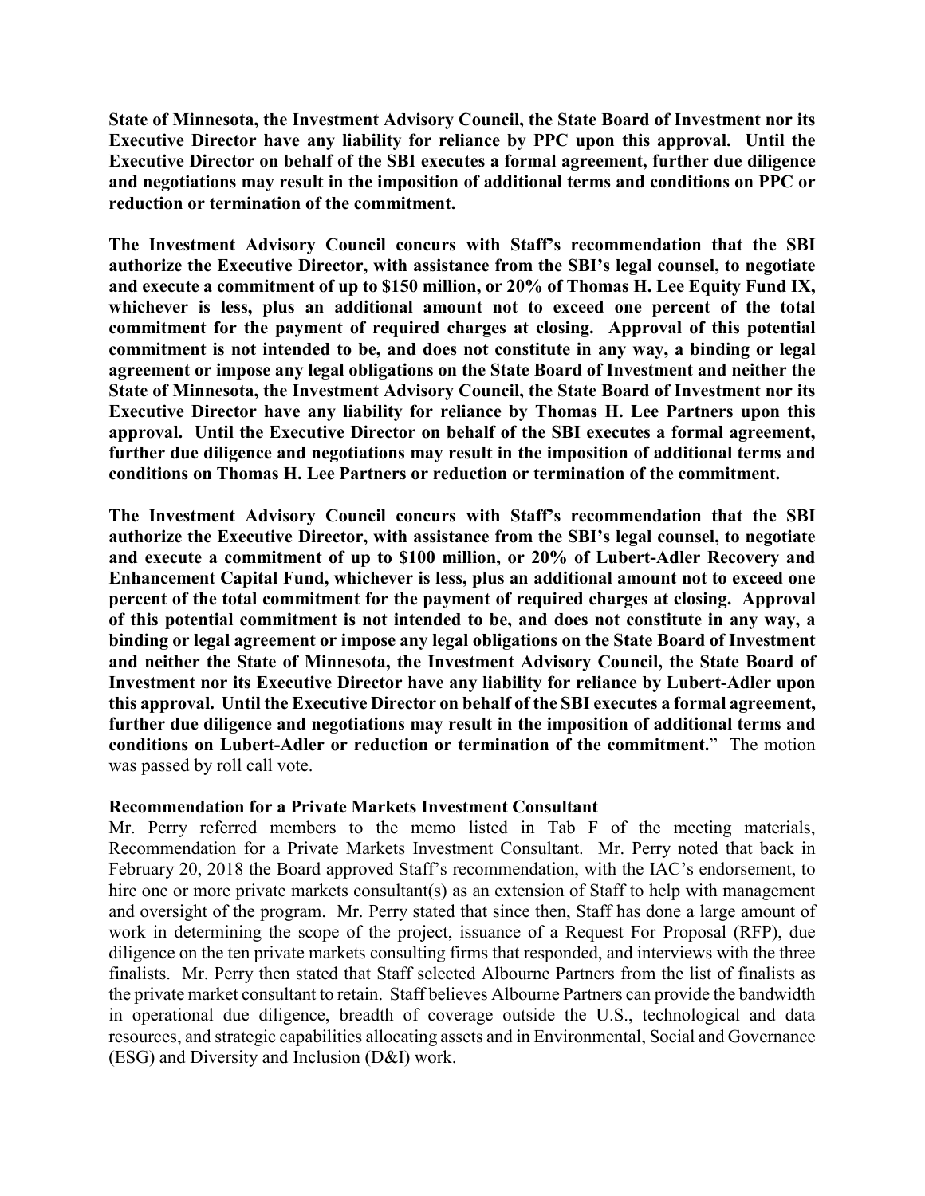**State of Minnesota, the Investment Advisory Council, the State Board of Investment nor its Executive Director have any liability for reliance by PPC upon this approval. Until the Executive Director on behalf of the SBI executes a formal agreement, further due diligence and negotiations may result in the imposition of additional terms and conditions on PPC or reduction or termination of the commitment.**

**The Investment Advisory Council concurs with Staff's recommendation that the SBI authorize the Executive Director, with assistance from the SBI's legal counsel, to negotiate and execute a commitment of up to $150 million, or 20% of Thomas H. Lee Equity Fund IX, whichever is less, plus an additional amount not to exceed one percent of the total commitment for the payment of required charges at closing. Approval of this potential commitment is not intended to be, and does not constitute in any way, a binding or legal agreement or impose any legal obligations on the State Board of Investment and neither the State of Minnesota, the Investment Advisory Council, the State Board of Investment nor its Executive Director have any liability for reliance by Thomas H. Lee Partners upon this approval. Until the Executive Director on behalf of the SBI executes a formal agreement, further due diligence and negotiations may result in the imposition of additional terms and conditions on Thomas H. Lee Partners or reduction or termination of the commitment.**

**The Investment Advisory Council concurs with Staff's recommendation that the SBI authorize the Executive Director, with assistance from the SBI's legal counsel, to negotiate and execute a commitment of up to $100 million, or 20% of Lubert-Adler Recovery and Enhancement Capital Fund, whichever is less, plus an additional amount not to exceed one percent of the total commitment for the payment of required charges at closing. Approval of this potential commitment is not intended to be, and does not constitute in any way, a binding or legal agreement or impose any legal obligations on the State Board of Investment and neither the State of Minnesota, the Investment Advisory Council, the State Board of Investment nor its Executive Director have any liability for reliance by Lubert-Adler upon this approval. Until the Executive Director on behalf of the SBI executes a formal agreement, further due diligence and negotiations may result in the imposition of additional terms and conditions on Lubert-Adler or reduction or termination of the commitment.**" The motion was passed by roll call vote.

**Recommendation for a Private Markets Investment Consultant**

Mr. Perry referred members to the memo listed in Tab F of the meeting materials, Recommendation for a Private Markets Investment Consultant. Mr. Perry noted that back in February 20, 2018 the Board approved Staff's recommendation, with the IAC's endorsement, to hire one or more private markets consultant(s) as an extension of Staff to help with management and oversight of the program. Mr. Perry stated that since then, Staff has done a large amount of work in determining the scope of the project, issuance of a Request For Proposal (RFP), due diligence on the ten private markets consulting firms that responded, and interviews with the three finalists. Mr. Perry then stated that Staff selected Albourne Partners from the list of finalists as the private market consultant to retain. Staff believes Albourne Partners can provide the bandwidth in operational due diligence, breadth of coverage outside the U.S., technological and data resources, and strategic capabilities allocating assets and in Environmental, Social and Governance (ESG) and Diversity and Inclusion (D&I) work.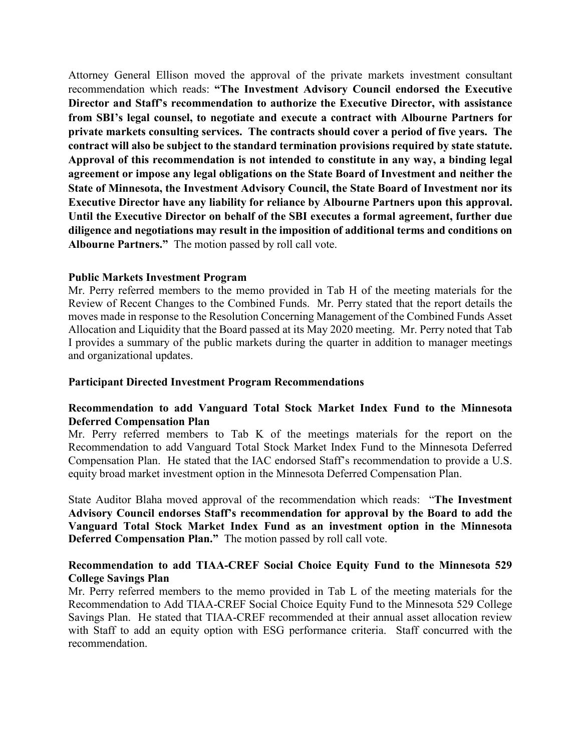Attorney General Ellison moved the approval of the private markets investment consultant recommendation which reads: **"The Investment Advisory Council endorsed the Executive Director and Staff's recommendation to authorize the Executive Director, with assistance from SBI's legal counsel, to negotiate and execute a contract with Albourne Partners for private markets consulting services. The contracts should cover a period of five years. The contract will also be subject to the standard termination provisions required by state statute. Approval of this recommendation is not intended to constitute in any way, a binding legal agreement or impose any legal obligations on the State Board of Investment and neither the State of Minnesota, the Investment Advisory Council, the State Board of Investment nor its Executive Director have any liability for reliance by Albourne Partners upon this approval. Until the Executive Director on behalf of the SBI executes a formal agreement, further due diligence and negotiations may result in the imposition of additional terms and conditions on Albourne Partners."** The motion passed by roll call vote.

**Public Markets Investment Program**

Mr. Perry referred members to the memo provided in Tab H of the meeting materials for the Review of Recent Changes to the Combined Funds. Mr. Perry stated that the report details the moves made in response to the Resolution Concerning Management of the Combined Funds Asset Allocation and Liquidity that the Board passed at its May 2020 meeting. Mr. Perry noted that Tab I provides a summary of the public markets during the quarter in addition to manager meetings and organizational updates.

**Participant Directed Investment Program Recommendations**

**Recommendation to add Vanguard Total Stock Market Index Fund to the Minnesota Deferred Compensation Plan**

Mr. Perry referred members to Tab K of the meetings materials for the report on the Recommendation to add Vanguard Total Stock Market Index Fund to the Minnesota Deferred Compensation Plan. He stated that the IAC endorsed Staff's recommendation to provide a U.S. equity broad market investment option in the Minnesota Deferred Compensation Plan.

State Auditor Blaha moved approval of the recommendation which reads: "**The Investment Advisory Council endorses Staff's recommendation for approval by the Board to add the Vanguard Total Stock Market Index Fund as an investment option in the Minnesota Deferred Compensation Plan."** The motion passed by roll call vote.

**Recommendation to add TIAA-CREF Social Choice Equity Fund to the Minnesota 529 College Savings Plan**

Mr. Perry referred members to the memo provided in Tab L of the meeting materials for the Recommendation to Add TIAA-CREF Social Choice Equity Fund to the Minnesota 529 College Savings Plan. He stated that TIAA-CREF recommended at their annual asset allocation review with Staff to add an equity option with ESG performance criteria. Staff concurred with the recommendation.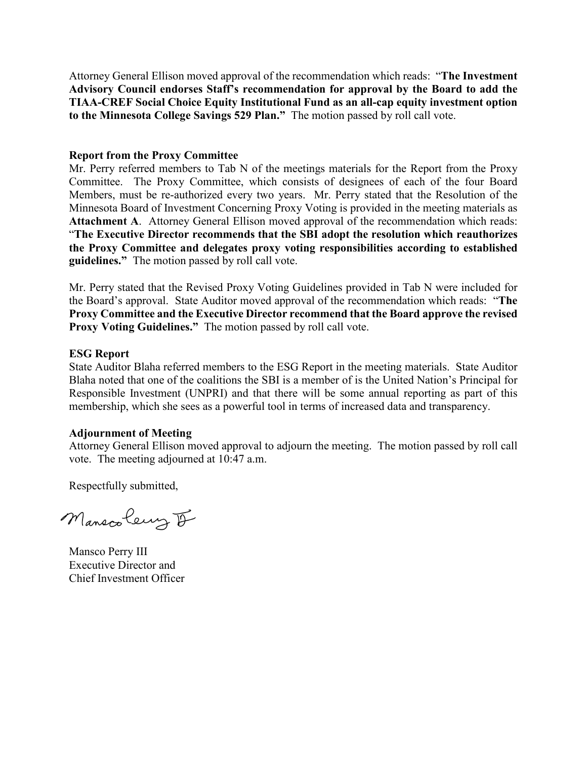Attorney General Ellison moved approval of the recommendation which reads: "**The Investment Advisory Council endorses Staff's recommendation for approval by the Board to add the TIAA-CREF Social Choice Equity Institutional Fund as an all-cap equity investment option to the Minnesota College Savings 529 Plan."** The motion passed by roll call vote.

**Report from the Proxy Committee**

Mr. Perry referred members to Tab N of the meetings materials for the Report from the Proxy Committee. The Proxy Committee, which consists of designees of each of the four Board Members, must be re-authorized every two years. Mr. Perry stated that the Resolution of the Minnesota Board of Investment Concerning Proxy Voting is provided in the meeting materials as **Attachment A**. Attorney General Ellison moved approval of the recommendation which reads: "**The Executive Director recommends that the SBI adopt the resolution which reauthorizes the Proxy Committee and delegates proxy voting responsibilities according to established guidelines."** The motion passed by roll call vote.

Mr. Perry stated that the Revised Proxy Voting Guidelines provided in Tab N were included for the Board's approval. State Auditor moved approval of the recommendation which reads: "**The Proxy Committee and the Executive Director recommend that the Board approve the revised Proxy Voting Guidelines."** The motion passed by roll call vote.

**ESG Report**

State Auditor Blaha referred members to the ESG Report in the meeting materials. State Auditor Blaha noted that one of the coalitions the SBI is a member of is the United Nation's Principal for Responsible Investment (UNPRI) and that there will be some annual reporting as part of this membership, which she sees as a powerful tool in terms of increased data and transparency.

**Adjournment of Meeting**

Attorney General Ellison moved approval to adjourn the meeting. The motion passed by roll call vote. The meeting adjourned at 10:47 a.m.

Respectfully submitted,

Mansco Perry III
Executive Director and
Chief Investment Officer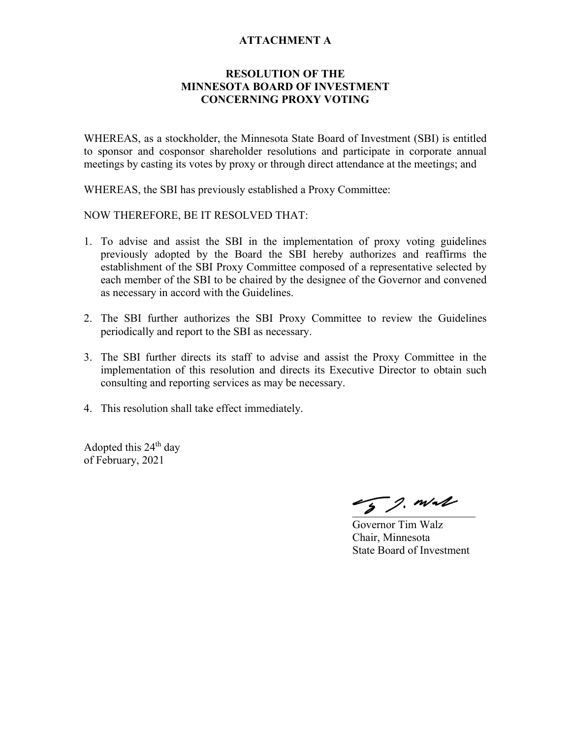**ATTACHMENT A**

**RESOLUTION OF THE**
**MINNESOTA BOARD OF INVESTMENT**
**CONCERNING PROXY VOTING**

WHEREAS, as a stockholder, the Minnesota State Board of Investment (SBI) is entitled to sponsor and cosponsor shareholder resolutions and participate in corporate annual meetings by casting its votes by proxy or through direct attendance at the meetings; and

WHEREAS, the SBI has previously established a Proxy Committee:

NOW THEREFORE, BE IT RESOLVED THAT:

1. To advise and assist the SBI in the implementation of proxy voting guidelines previously adopted by the Board the SBI hereby authorizes and reaffirms the establishment of the SBI Proxy Committee composed of a representative selected by each member of the SBI to be chaired by the designee of the Governor and convened as necessary in accord with the Guidelines.

2. The SBI further authorizes the SBI Proxy Committee to review the Guidelines periodically and report to the SBI as necessary.

3. The SBI further directs its staff to advise and assist the Proxy Committee in the implementation of this resolution and directs its Executive Director to obtain such consulting and reporting services as may be necessary.

4. This resolution shall take effect immediately.

Adopted this 24th day
of February, 2021

Governor Tim Walz
Chair, Minnesota
State Board of Investment